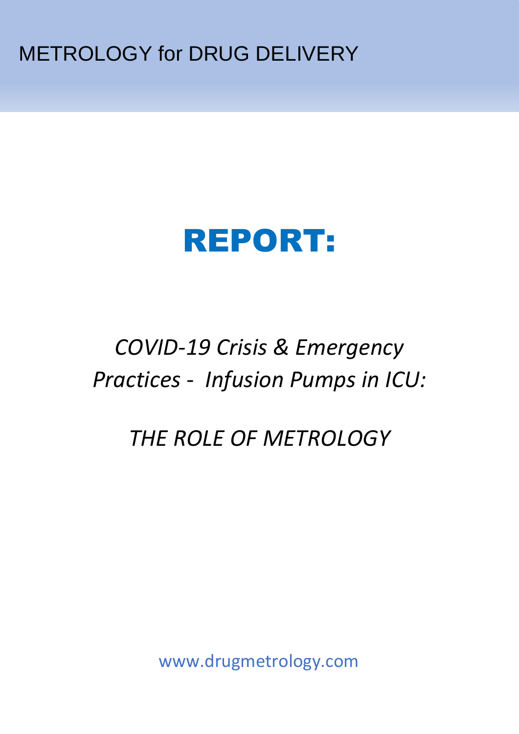METROLOGY for DRUG DELIVERY

# REPORT:

*COVID-19 Crisis & Emergency Practices - Infusion Pumps in ICU:*

*THE ROLE OF METROLOGY*

www.drugmetrology.com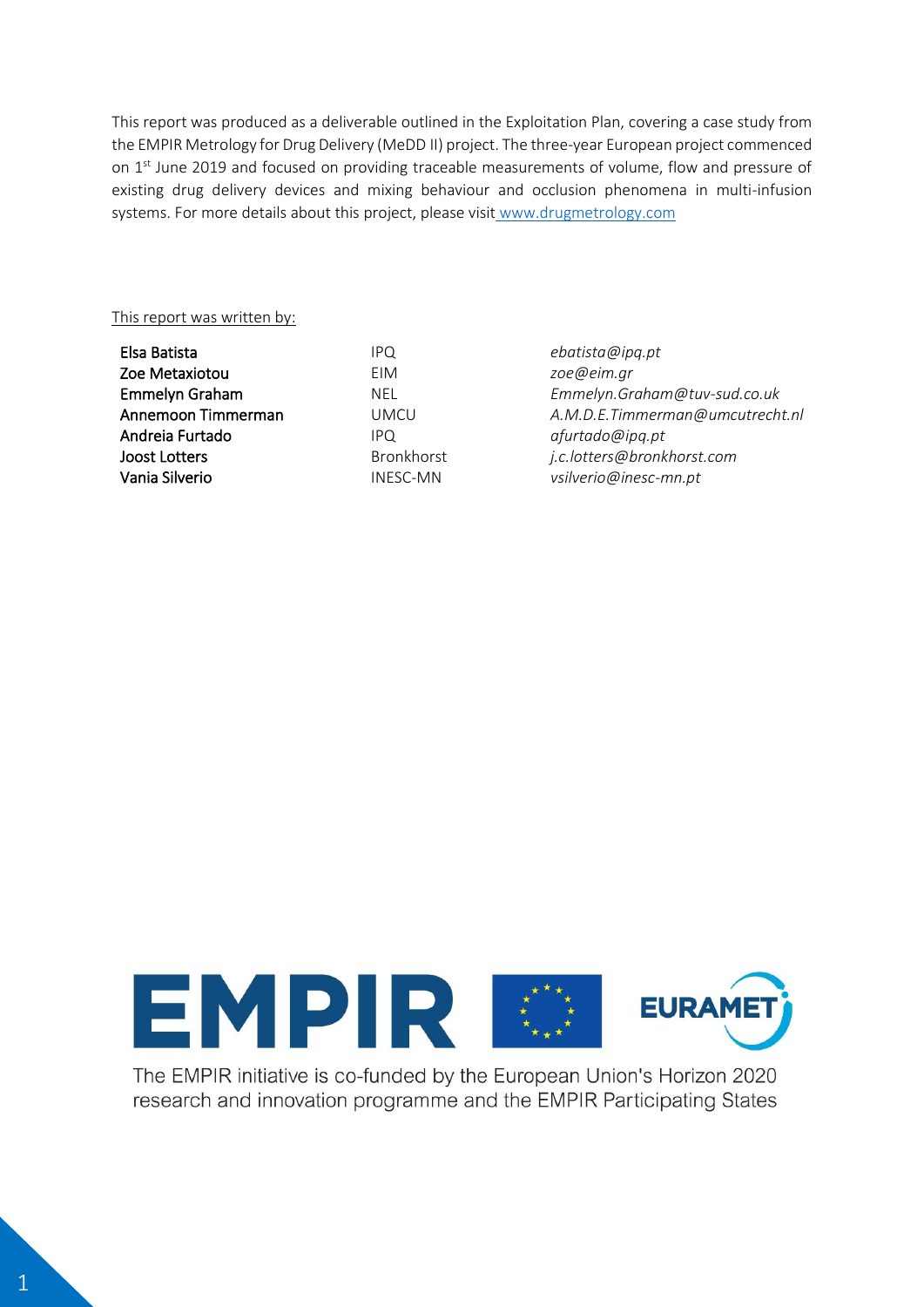This report was produced as a deliverable outlined in the Exploitation Plan, covering a case study from the EMPIR Metrology for Drug Delivery (MeDD II) project. The three-year European project commenced on 1st June 2019 and focused on providing traceable measurements of volume, flow and pressure of existing drug delivery devices and mixing behaviour and occlusion phenomena in multi-infusion systems. For more details about this project, please visit [www.drugmetrology.com](www.drugmetrology.com)

This report was written by:

| | | |
|---|---|---|
| Elsa Batista | IPQ | *ebatista@ipq.pt* |
| Zoe Metaxiotou | EIM | *zoe@eim.gr* |
| Emmelyn Graham | NEL | *Emmelyn.Graham@tuv-sud.co.uk* |
| Annemoon Timmerman | UMCU | *A.M.D.E.Timmerman@umcutrecht.nl* |
| Andreia Furtado | IPQ | *afurtado@ipq.pt* |
| Joost Lotters | Bronkhorst | *j.c.lotters@bronkhorst.com* |
| Vania Silverio | INESC-MN | *vsilverio@inesc-mn.pt* |

The EMPIR initiative is co-funded by the European Union's Horizon 2020 research and innovation programme and the EMPIR Participating States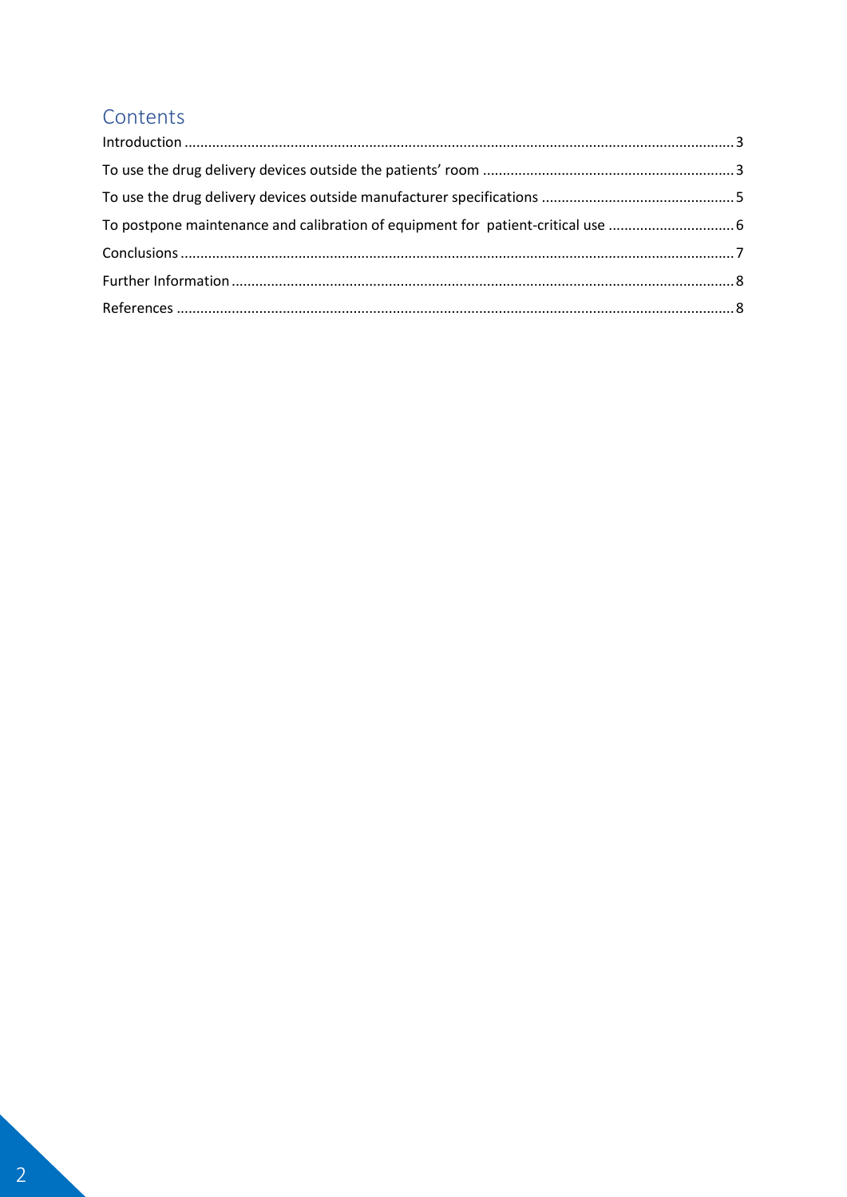## Contents

Introduction ........................................................................................................................................... 3

To use the drug delivery devices outside the patients' room ................................................................ 3

To use the drug delivery devices outside manufacturer specifications ................................................. 5

To postpone maintenance and calibration of equipment for patient-critical use ................................ 6

Conclusions ............................................................................................................................................ 7

Further Information ............................................................................................................................... 8

References ............................................................................................................................................. 8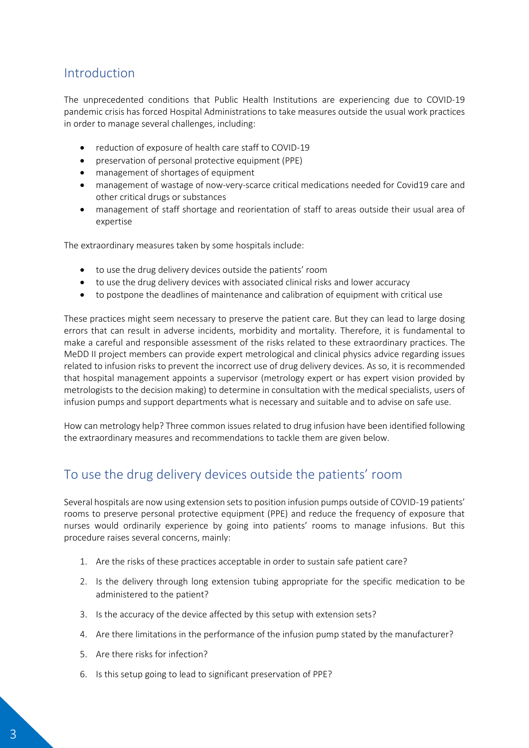## Introduction

The unprecedented conditions that Public Health Institutions are experiencing due to COVID-19 pandemic crisis has forced Hospital Administrations to take measures outside the usual work practices in order to manage several challenges, including:

- reduction of exposure of health care staff to COVID-19
- preservation of personal protective equipment (PPE)
- management of shortages of equipment
- management of wastage of now-very-scarce critical medications needed for Covid19 care and other critical drugs or substances
- management of staff shortage and reorientation of staff to areas outside their usual area of expertise

The extraordinary measures taken by some hospitals include:

- to use the drug delivery devices outside the patients' room
- to use the drug delivery devices with associated clinical risks and lower accuracy
- to postpone the deadlines of maintenance and calibration of equipment with critical use

These practices might seem necessary to preserve the patient care. But they can lead to large dosing errors that can result in adverse incidents, morbidity and mortality. Therefore, it is fundamental to make a careful and responsible assessment of the risks related to these extraordinary practices. The MeDD II project members can provide expert metrological and clinical physics advice regarding issues related to infusion risks to prevent the incorrect use of drug delivery devices. As so, it is recommended that hospital management appoints a supervisor (metrology expert or has expert vision provided by metrologists to the decision making) to determine in consultation with the medical specialists, users of infusion pumps and support departments what is necessary and suitable and to advise on safe use.

How can metrology help? Three common issues related to drug infusion have been identified following the extraordinary measures and recommendations to tackle them are given below.

## To use the drug delivery devices outside the patients' room

Several hospitals are now using extension sets to position infusion pumps outside of COVID-19 patients' rooms to preserve personal protective equipment (PPE) and reduce the frequency of exposure that nurses would ordinarily experience by going into patients' rooms to manage infusions. But this procedure raises several concerns, mainly:

1. Are the risks of these practices acceptable in order to sustain safe patient care?
2. Is the delivery through long extension tubing appropriate for the specific medication to be administered to the patient?
3. Is the accuracy of the device affected by this setup with extension sets?
4. Are there limitations in the performance of the infusion pump stated by the manufacturer?
5. Are there risks for infection?
6. Is this setup going to lead to significant preservation of PPE?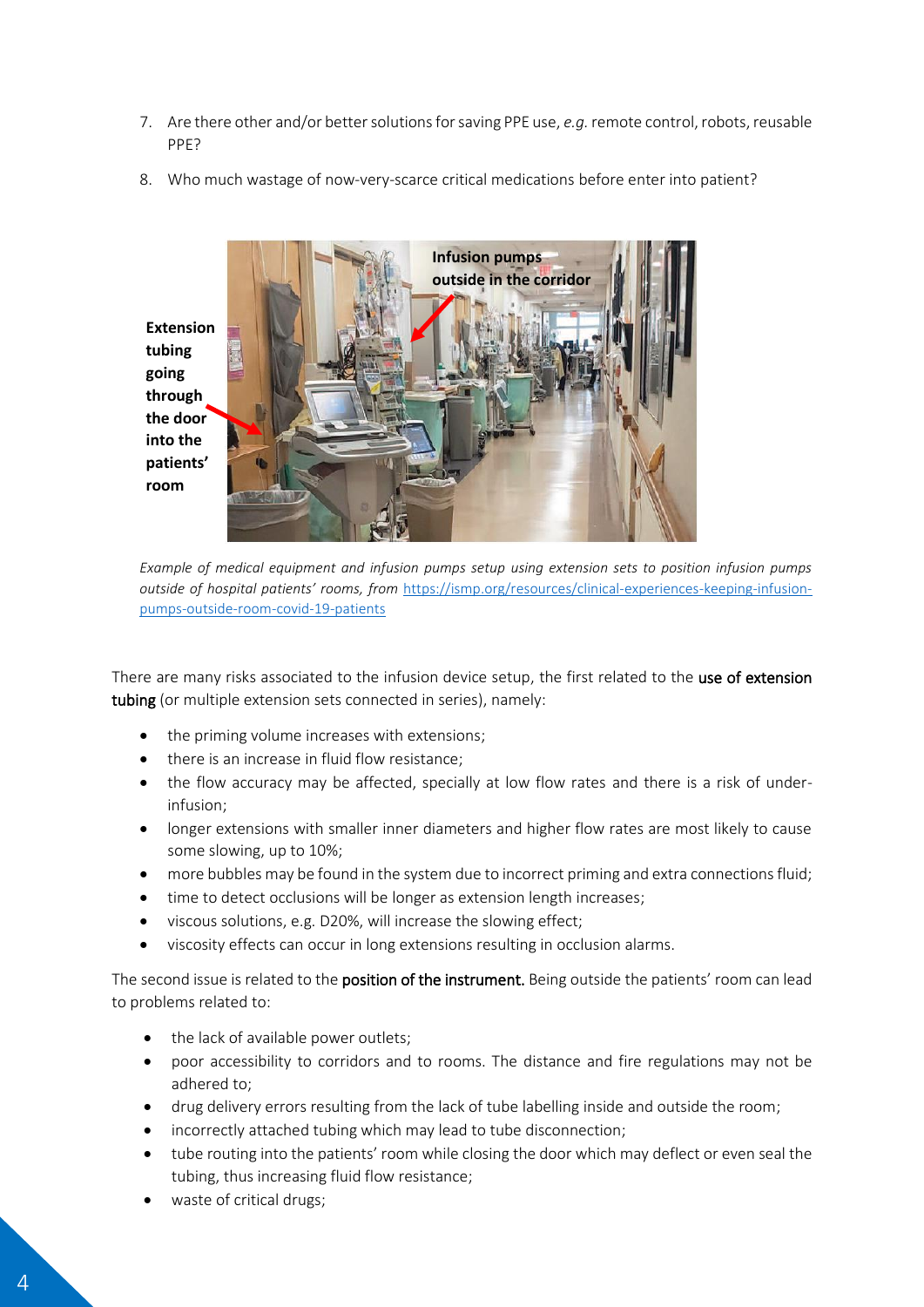7. Are there other and/or better solutions for saving PPE use, *e.g.* remote control, robots, reusable PPE?

8. Who much wastage of now-very-scarce critical medications before enter into patient?

*Example of medical equipment and infusion pumps setup using extension sets to position infusion pumps outside of hospital patients' rooms, from* https://ismp.org/resources/clinical-experiences-keeping-infusion-pumps-outside-room-covid-19-patients

There are many risks associated to the infusion device setup, the first related to the **use of extension tubing** (or multiple extension sets connected in series), namely:

- the priming volume increases with extensions;
- there is an increase in fluid flow resistance;
- the flow accuracy may be affected, specially at low flow rates and there is a risk of under-infusion;
- longer extensions with smaller inner diameters and higher flow rates are most likely to cause some slowing, up to 10%;
- more bubbles may be found in the system due to incorrect priming and extra connections fluid;
- time to detect occlusions will be longer as extension length increases;
- viscous solutions, e.g. D20%, will increase the slowing effect;
- viscosity effects can occur in long extensions resulting in occlusion alarms.

The second issue is related to the **position of the instrument.** Being outside the patients' room can lead to problems related to:

- the lack of available power outlets;
- poor accessibility to corridors and to rooms. The distance and fire regulations may not be adhered to;
- drug delivery errors resulting from the lack of tube labelling inside and outside the room;
- incorrectly attached tubing which may lead to tube disconnection;
- tube routing into the patients' room while closing the door which may deflect or even seal the tubing, thus increasing fluid flow resistance;
- waste of critical drugs;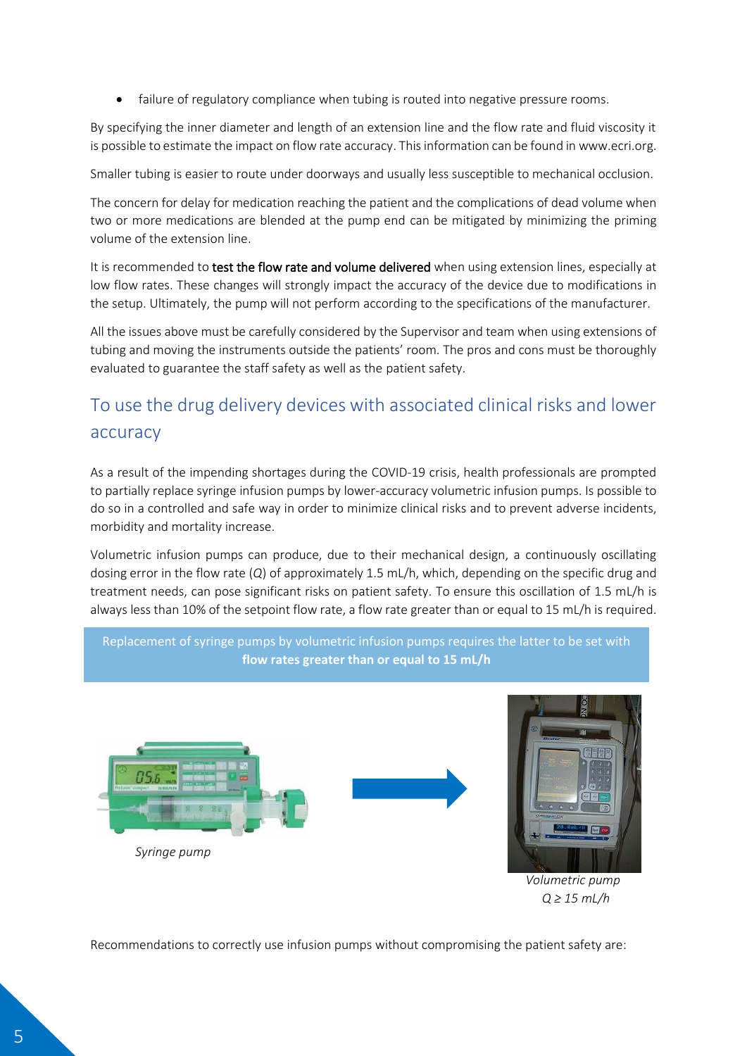- failure of regulatory compliance when tubing is routed into negative pressure rooms.

By specifying the inner diameter and length of an extension line and the flow rate and fluid viscosity it is possible to estimate the impact on flow rate accuracy. This information can be found in www.ecri.org.

Smaller tubing is easier to route under doorways and usually less susceptible to mechanical occlusion.

The concern for delay for medication reaching the patient and the complications of dead volume when two or more medications are blended at the pump end can be mitigated by minimizing the priming volume of the extension line.

It is recommended to **test the flow rate and volume delivered** when using extension lines, especially at low flow rates. These changes will strongly impact the accuracy of the device due to modifications in the setup. Ultimately, the pump will not perform according to the specifications of the manufacturer.

All the issues above must be carefully considered by the Supervisor and team when using extensions of tubing and moving the instruments outside the patients' room. The pros and cons must be thoroughly evaluated to guarantee the staff safety as well as the patient safety.

## To use the drug delivery devices with associated clinical risks and lower accuracy

As a result of the impending shortages during the COVID-19 crisis, health professionals are prompted to partially replace syringe infusion pumps by lower-accuracy volumetric infusion pumps. Is possible to do so in a controlled and safe way in order to minimize clinical risks and to prevent adverse incidents, morbidity and mortality increase.

Volumetric infusion pumps can produce, due to their mechanical design, a continuously oscillating dosing error in the flow rate ($Q$) of approximately 1.5 mL/h, which, depending on the specific drug and treatment needs, can pose significant risks on patient safety. To ensure this oscillation of 1.5 mL/h is always less than 10% of the setpoint flow rate, a flow rate greater than or equal to 15 mL/h is required.

Replacement of syringe pumps by volumetric infusion pumps requires the latter to be set with **flow rates greater than or equal to 15 mL/h**

*Syringe pump*

*Volumetric pump*
*$Q \geq 15$ mL/h*

Recommendations to correctly use infusion pumps without compromising the patient safety are: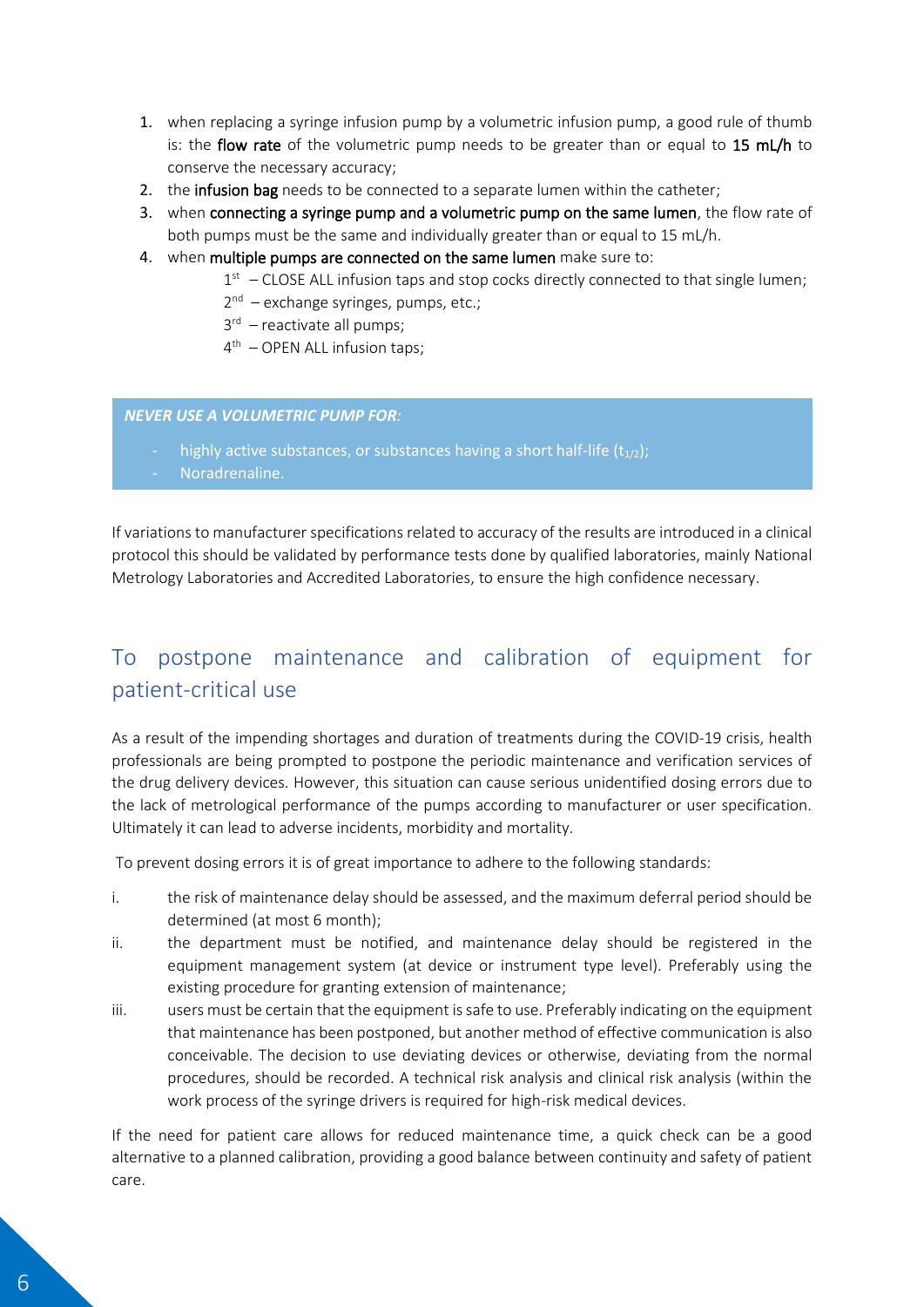1. when replacing a syringe infusion pump by a volumetric infusion pump, a good rule of thumb is: the **flow rate** of the volumetric pump needs to be greater than or equal to **15 mL/h** to conserve the necessary accuracy;
2. the **infusion bag** needs to be connected to a separate lumen within the catheter;
3. when **connecting a syringe pump and a volumetric pump on the same lumen**, the flow rate of both pumps must be the same and individually greater than or equal to 15 mL/h.
4. when **multiple pumps are connected on the same lumen** make sure to:
   - 1st – CLOSE ALL infusion taps and stop cocks directly connected to that single lumen;
   - 2nd – exchange syringes, pumps, etc.;
   - 3rd – reactivate all pumps;
   - 4th – OPEN ALL infusion taps;

***NEVER USE A VOLUMETRIC PUMP FOR:***

- highly active substances, or substances having a short half-life ($t_{1/2}$);
- Noradrenaline.

If variations to manufacturer specifications related to accuracy of the results are introduced in a clinical protocol this should be validated by performance tests done by qualified laboratories, mainly National Metrology Laboratories and Accredited Laboratories, to ensure the high confidence necessary.

## To postpone maintenance and calibration of equipment for patient-critical use

As a result of the impending shortages and duration of treatments during the COVID-19 crisis, health professionals are being prompted to postpone the periodic maintenance and verification services of the drug delivery devices. However, this situation can cause serious unidentified dosing errors due to the lack of metrological performance of the pumps according to manufacturer or user specification. Ultimately it can lead to adverse incidents, morbidity and mortality.

To prevent dosing errors it is of great importance to adhere to the following standards:

i. the risk of maintenance delay should be assessed, and the maximum deferral period should be determined (at most 6 month);

ii. the department must be notified, and maintenance delay should be registered in the equipment management system (at device or instrument type level). Preferably using the existing procedure for granting extension of maintenance;

iii. users must be certain that the equipment is safe to use. Preferably indicating on the equipment that maintenance has been postponed, but another method of effective communication is also conceivable. The decision to use deviating devices or otherwise, deviating from the normal procedures, should be recorded. A technical risk analysis and clinical risk analysis (within the work process of the syringe drivers is required for high-risk medical devices.

If the need for patient care allows for reduced maintenance time, a quick check can be a good alternative to a planned calibration, providing a good balance between continuity and safety of patient care.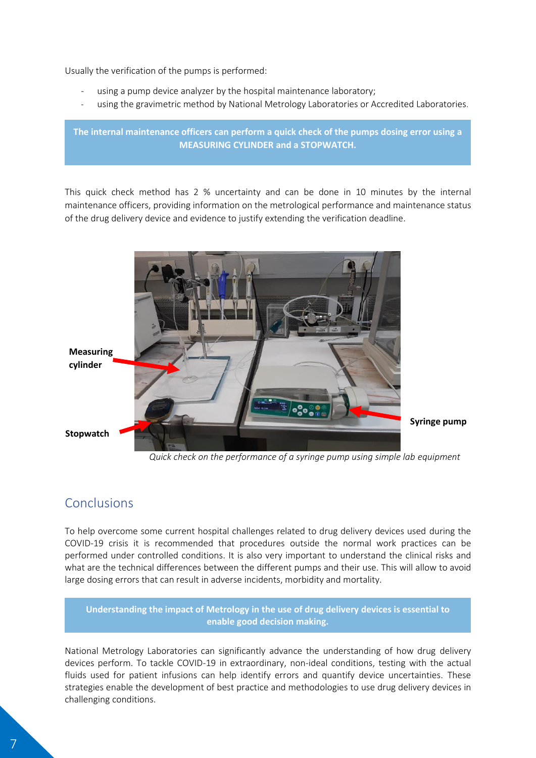Usually the verification of the pumps is performed:

- using a pump device analyzer by the hospital maintenance laboratory;
- using the gravimetric method by National Metrology Laboratories or Accredited Laboratories.

**The internal maintenance officers can perform a quick check of the pumps dosing error using a MEASURING CYLINDER and a STOPWATCH.**

This quick check method has 2 % uncertainty and can be done in 10 minutes by the internal maintenance officers, providing information on the metrological performance and maintenance status of the drug delivery device and evidence to justify extending the verification deadline.

**Measuring cylinder**

**Stopwatch**

**Syringe pump**

*Quick check on the performance of a syringe pump using simple lab equipment*

## Conclusions

To help overcome some current hospital challenges related to drug delivery devices used during the COVID-19 crisis it is recommended that procedures outside the normal work practices can be performed under controlled conditions. It is also very important to understand the clinical risks and what are the technical differences between the different pumps and their use. This will allow to avoid large dosing errors that can result in adverse incidents, morbidity and mortality.

**Understanding the impact of Metrology in the use of drug delivery devices is essential to enable good decision making.**

National Metrology Laboratories can significantly advance the understanding of how drug delivery devices perform. To tackle COVID-19 in extraordinary, non-ideal conditions, testing with the actual fluids used for patient infusions can help identify errors and quantify device uncertainties. These strategies enable the development of best practice and methodologies to use drug delivery devices in challenging conditions.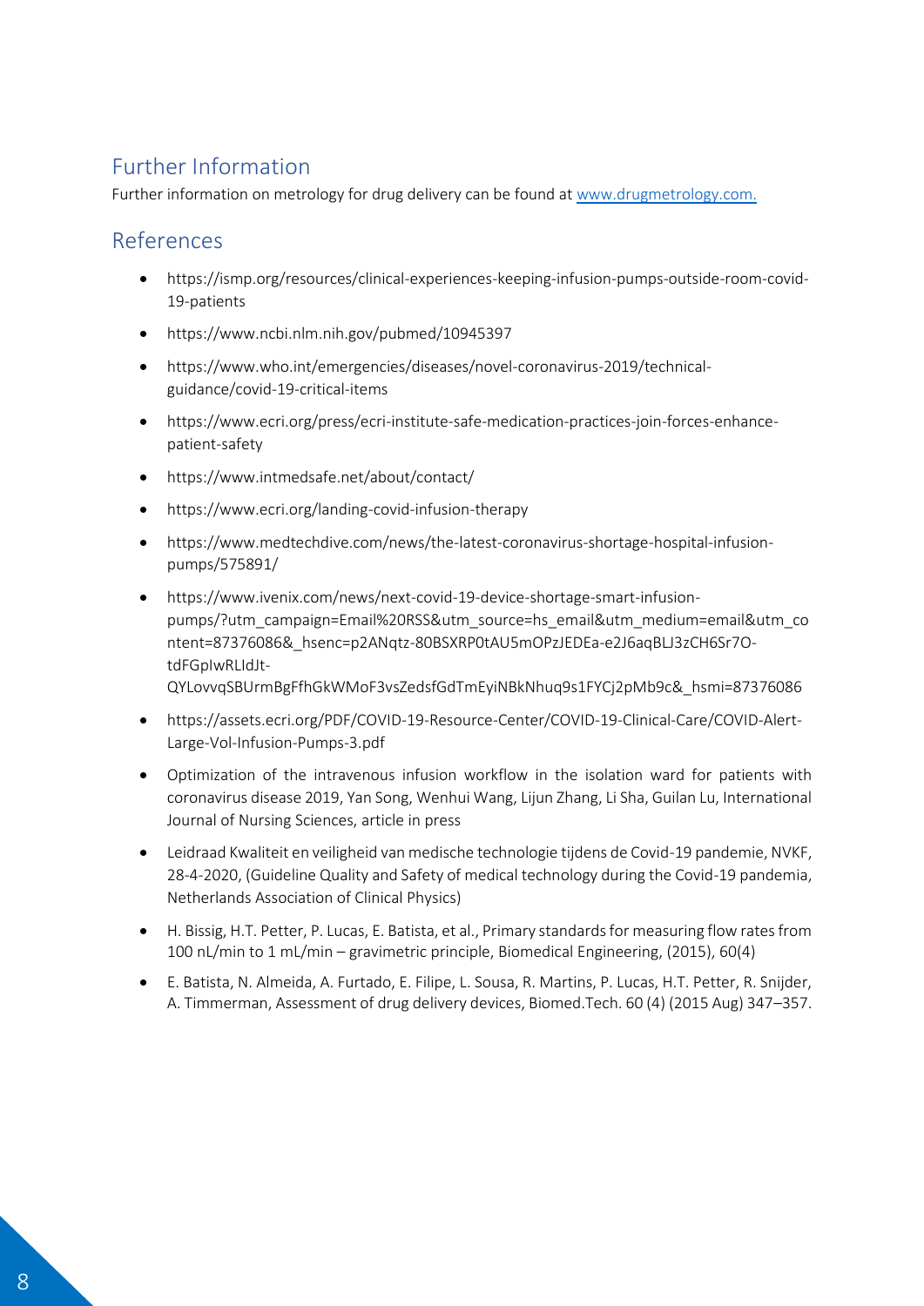## Further Information

Further information on metrology for drug delivery can be found at [www.drugmetrology.com.](http://www.drugmetrology.com)

## References

- https://ismp.org/resources/clinical-experiences-keeping-infusion-pumps-outside-room-covid-19-patients
- https://www.ncbi.nlm.nih.gov/pubmed/10945397
- https://www.who.int/emergencies/diseases/novel-coronavirus-2019/technical-guidance/covid-19-critical-items
- https://www.ecri.org/press/ecri-institute-safe-medication-practices-join-forces-enhance-patient-safety
- https://www.intmedsafe.net/about/contact/
- https://www.ecri.org/landing-covid-infusion-therapy
- https://www.medtechdive.com/news/the-latest-coronavirus-shortage-hospital-infusion-pumps/575891/
- https://www.ivenix.com/news/next-covid-19-device-shortage-smart-infusion-pumps/?utm_campaign=Email%20RSS&utm_source=hs_email&utm_medium=email&utm_content=87376086&_hsenc=p2ANqtz-80BSXRP0tAU5mOPzJEDEa-e2J6aqBLJ3zCH6Sr7O-tdFGpIwRLIdJt-QYLovvqSBUrmBgFfhGkWMoF3vsZedsfGdTmEyiNBkNhuq9s1FYCj2pMb9c&_hsmi=87376086
- https://assets.ecri.org/PDF/COVID-19-Resource-Center/COVID-19-Clinical-Care/COVID-Alert-Large-Vol-Infusion-Pumps-3.pdf
- Optimization of the intravenous infusion workflow in the isolation ward for patients with coronavirus disease 2019, Yan Song, Wenhui Wang, Lijun Zhang, Li Sha, Guilan Lu, International Journal of Nursing Sciences, article in press
- Leidraad Kwaliteit en veiligheid van medische technologie tijdens de Covid-19 pandemie, NVKF, 28-4-2020, (Guideline Quality and Safety of medical technology during the Covid-19 pandemia, Netherlands Association of Clinical Physics)
- H. Bissig, H.T. Petter, P. Lucas, E. Batista, et al., Primary standards for measuring flow rates from 100 nL/min to 1 mL/min – gravimetric principle, Biomedical Engineering, (2015), 60(4)
- E. Batista, N. Almeida, A. Furtado, E. Filipe, L. Sousa, R. Martins, P. Lucas, H.T. Petter, R. Snijder, A. Timmerman, Assessment of drug delivery devices, Biomed.Tech. 60 (4) (2015 Aug) 347–357.